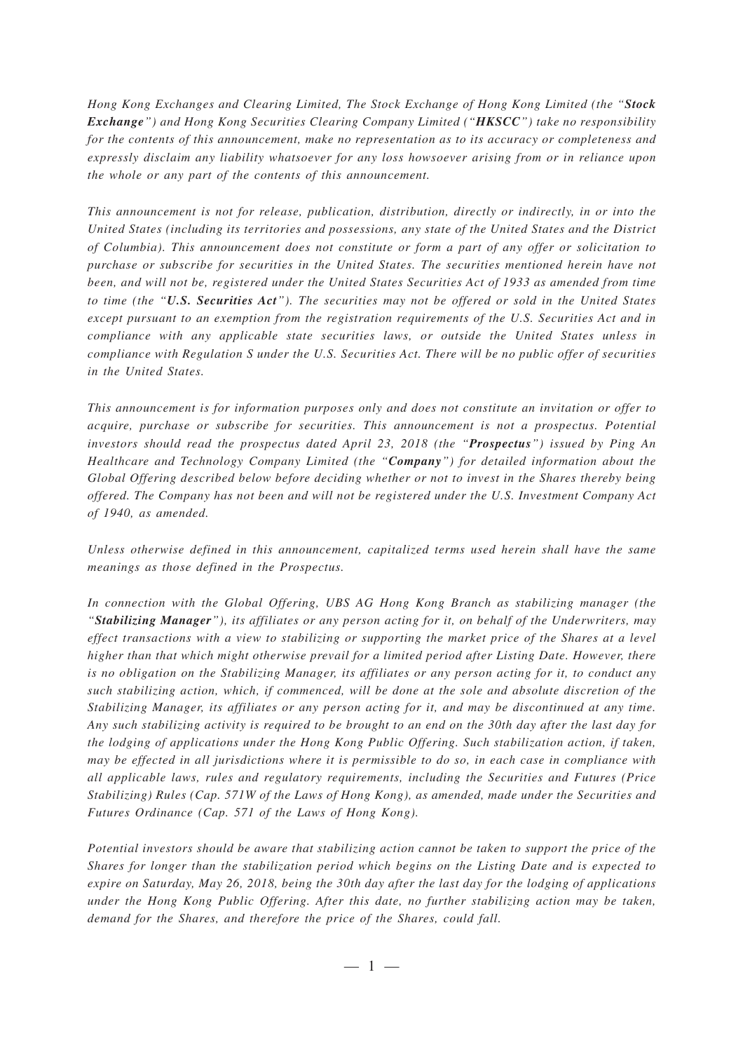*Hong Kong Exchanges and Clearing Limited, The Stock Exchange of Hong Kong Limited (the "**Stock Exchange**") and Hong Kong Securities Clearing Company Limited ("**HKSCC**") take no responsibility for the contents of this announcement, make no representation as to its accuracy or completeness and expressly disclaim any liability whatsoever for any loss howsoever arising from or in reliance upon the whole or any part of the contents of this announcement.*

*This announcement is not for release, publication, distribution, directly or indirectly, in or into the United States (including its territories and possessions, any state of the United States and the District of Columbia). This announcement does not constitute or form a part of any offer or solicitation to purchase or subscribe for securities in the United States. The securities mentioned herein have not been, and will not be, registered under the United States Securities Act of 1933 as amended from time to time (the "**U.S. Securities Act**"). The securities may not be offered or sold in the United States except pursuant to an exemption from the registration requirements of the U.S. Securities Act and in compliance with any applicable state securities laws, or outside the United States unless in compliance with Regulation S under the U.S. Securities Act. There will be no public offer of securities in the United States.*

*This announcement is for information purposes only and does not constitute an invitation or offer to acquire, purchase or subscribe for securities. This announcement is not a prospectus. Potential investors should read the prospectus dated April 23, 2018 (the "**Prospectus**") issued by Ping An Healthcare and Technology Company Limited (the "**Company**") for detailed information about the Global Offering described below before deciding whether or not to invest in the Shares thereby being offered. The Company has not been and will not be registered under the U.S. Investment Company Act of 1940, as amended.*

*Unless otherwise defined in this announcement, capitalized terms used herein shall have the same meanings as those defined in the Prospectus.*

*In connection with the Global Offering, UBS AG Hong Kong Branch as stabilizing manager (the "**Stabilizing Manager**"), its affiliates or any person acting for it, on behalf of the Underwriters, may effect transactions with a view to stabilizing or supporting the market price of the Shares at a level higher than that which might otherwise prevail for a limited period after Listing Date. However, there is no obligation on the Stabilizing Manager, its affiliates or any person acting for it, to conduct any such stabilizing action, which, if commenced, will be done at the sole and absolute discretion of the Stabilizing Manager, its affiliates or any person acting for it, and may be discontinued at any time. Any such stabilizing activity is required to be brought to an end on the 30th day after the last day for the lodging of applications under the Hong Kong Public Offering. Such stabilization action, if taken, may be effected in all jurisdictions where it is permissible to do so, in each case in compliance with all applicable laws, rules and regulatory requirements, including the Securities and Futures (Price Stabilizing) Rules (Cap. 571W of the Laws of Hong Kong), as amended, made under the Securities and Futures Ordinance (Cap. 571 of the Laws of Hong Kong).*

*Potential investors should be aware that stabilizing action cannot be taken to support the price of the Shares for longer than the stabilization period which begins on the Listing Date and is expected to expire on Saturday, May 26, 2018, being the 30th day after the last day for the lodging of applications under the Hong Kong Public Offering. After this date, no further stabilizing action may be taken, demand for the Shares, and therefore the price of the Shares, could fall.*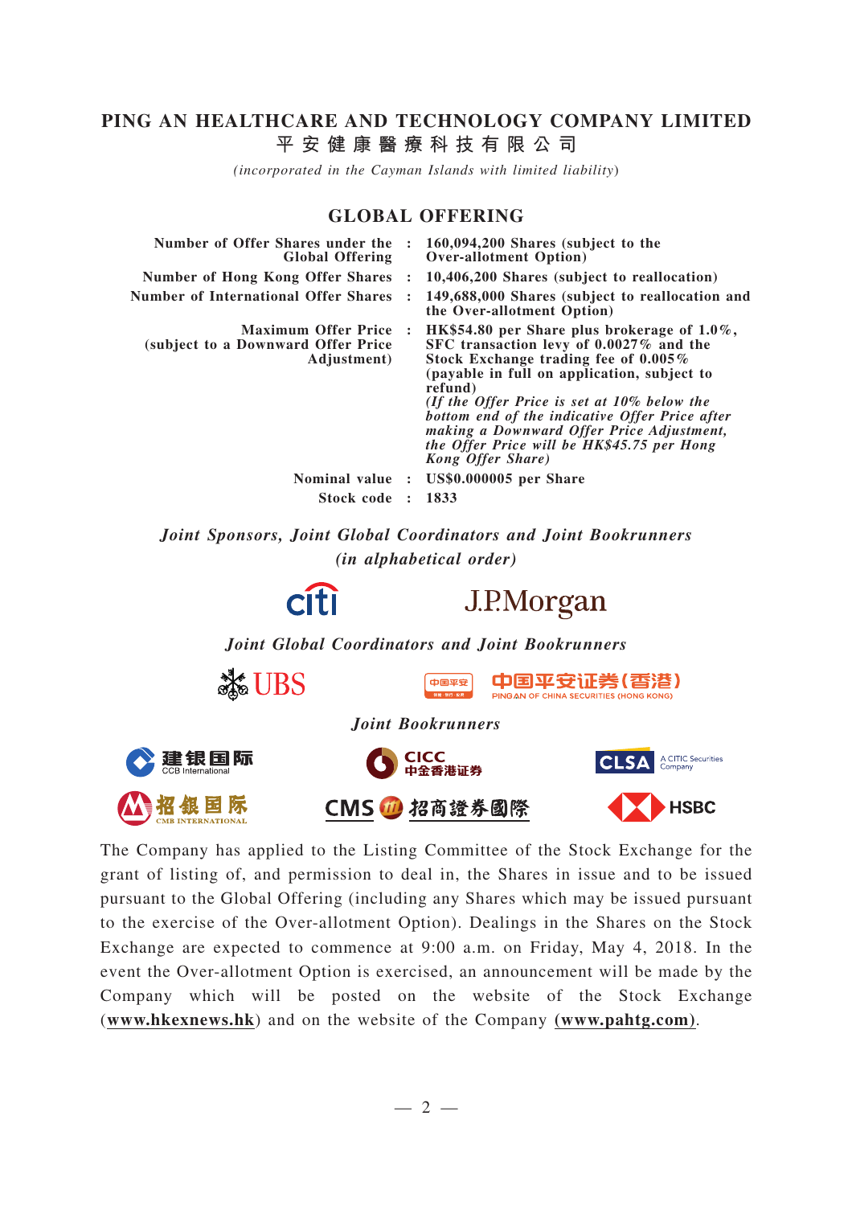# PING AN HEALTHCARE AND TECHNOLOGY COMPANY LIMITED

## 平安健康醫療科技有限公司

*(incorporated in the Cayman Islands with limited liability)*

## GLOBAL OFFERING

| | | |
|---|---|---|
| **Number of Offer Shares under the Global Offering** | **:** | **160,094,200 Shares (subject to the Over-allotment Option)** |
| **Number of Hong Kong Offer Shares** | **:** | **10,406,200 Shares (subject to reallocation)** |
| **Number of International Offer Shares** | **:** | **149,688,000 Shares (subject to reallocation and the Over-allotment Option)** |
| **Maximum Offer Price (subject to a Downward Offer Price Adjustment)** | **:** | **HK$54.80 per Share plus brokerage of 1.0%, SFC transaction levy of 0.0027% and the Stock Exchange trading fee of 0.005% (payable in full on application, subject to refund)** ***(If the Offer Price is set at 10% below the bottom end of the indicative Offer Price after making a Downward Offer Price Adjustment, the Offer Price will be HK$45.75 per Hong Kong Offer Share)*** |
| **Nominal value** | **:** | **US$0.000005 per Share** |
| **Stock code** | **:** | **1833** |

***Joint Sponsors, Joint Global Coordinators and Joint Bookrunners***
***(in alphabetical order)***

citi　　J.P.Morgan

***Joint Global Coordinators and Joint Bookrunners***

UBS　　中国平安证券(香港) PING AN OF CHINA SECURITIES (HONG KONG)

***Joint Bookrunners***

建银国际 CCB International　　CICC 中金香港证券　　CLSA A CITIC Securities Company

招银国际 CMB INTERNATIONAL　　CMS 招商證券國際　　HSBC

The Company has applied to the Listing Committee of the Stock Exchange for the grant of listing of, and permission to deal in, the Shares in issue and to be issued pursuant to the Global Offering (including any Shares which may be issued pursuant to the exercise of the Over-allotment Option). Dealings in the Shares on the Stock Exchange are expected to commence at 9:00 a.m. on Friday, May 4, 2018. In the event the Over-allotment Option is exercised, an announcement will be made by the Company which will be posted on the website of the Stock Exchange (**www.hkexnews.hk**) and on the website of the Company **(www.pahtg.com)**.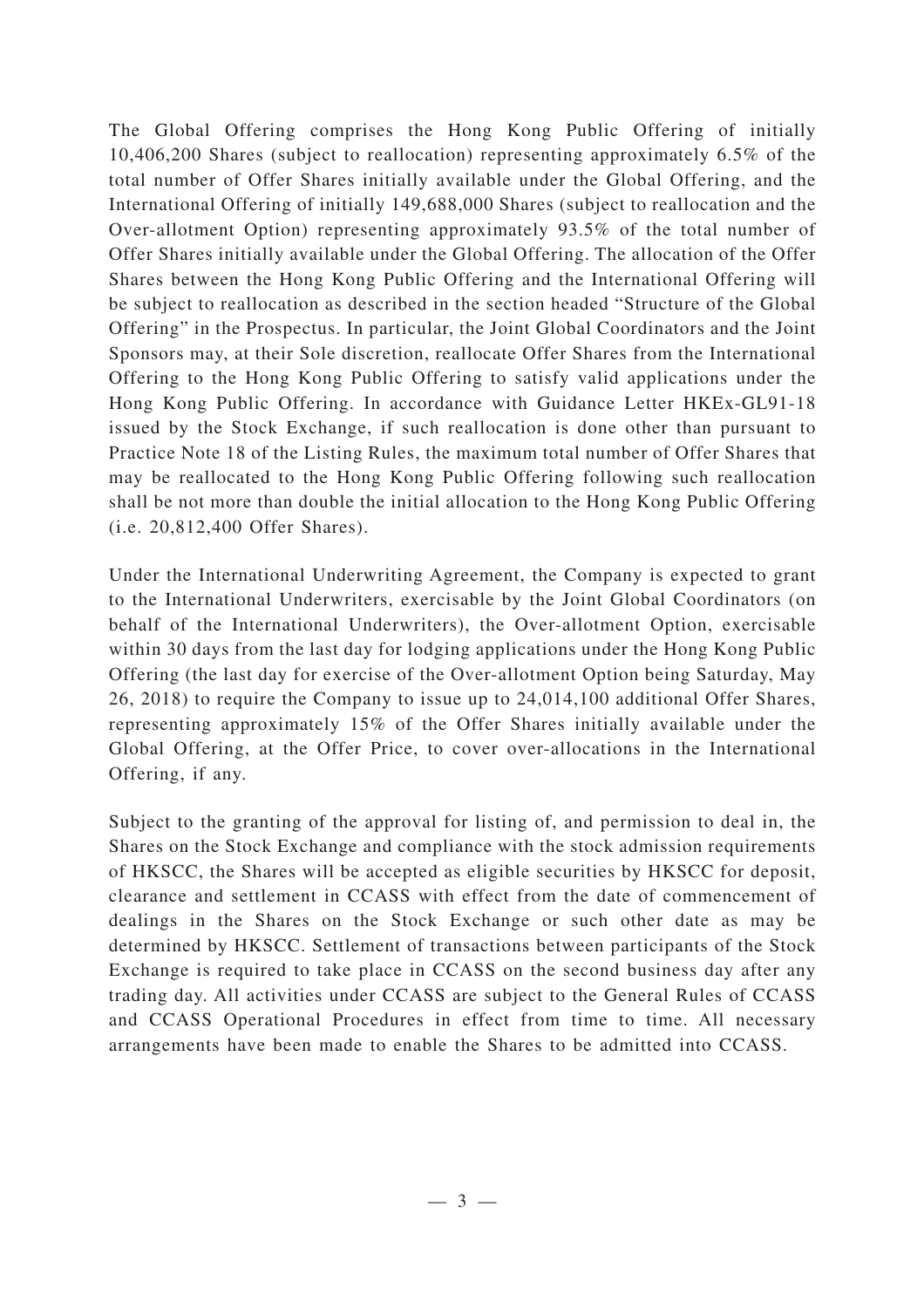The Global Offering comprises the Hong Kong Public Offering of initially 10,406,200 Shares (subject to reallocation) representing approximately 6.5% of the total number of Offer Shares initially available under the Global Offering, and the International Offering of initially 149,688,000 Shares (subject to reallocation and the Over-allotment Option) representing approximately 93.5% of the total number of Offer Shares initially available under the Global Offering. The allocation of the Offer Shares between the Hong Kong Public Offering and the International Offering will be subject to reallocation as described in the section headed "Structure of the Global Offering" in the Prospectus. In particular, the Joint Global Coordinators and the Joint Sponsors may, at their Sole discretion, reallocate Offer Shares from the International Offering to the Hong Kong Public Offering to satisfy valid applications under the Hong Kong Public Offering. In accordance with Guidance Letter HKEx-GL91-18 issued by the Stock Exchange, if such reallocation is done other than pursuant to Practice Note 18 of the Listing Rules, the maximum total number of Offer Shares that may be reallocated to the Hong Kong Public Offering following such reallocation shall be not more than double the initial allocation to the Hong Kong Public Offering (i.e. 20,812,400 Offer Shares).

Under the International Underwriting Agreement, the Company is expected to grant to the International Underwriters, exercisable by the Joint Global Coordinators (on behalf of the International Underwriters), the Over-allotment Option, exercisable within 30 days from the last day for lodging applications under the Hong Kong Public Offering (the last day for exercise of the Over-allotment Option being Saturday, May 26, 2018) to require the Company to issue up to 24,014,100 additional Offer Shares, representing approximately 15% of the Offer Shares initially available under the Global Offering, at the Offer Price, to cover over-allocations in the International Offering, if any.

Subject to the granting of the approval for listing of, and permission to deal in, the Shares on the Stock Exchange and compliance with the stock admission requirements of HKSCC, the Shares will be accepted as eligible securities by HKSCC for deposit, clearance and settlement in CCASS with effect from the date of commencement of dealings in the Shares on the Stock Exchange or such other date as may be determined by HKSCC. Settlement of transactions between participants of the Stock Exchange is required to take place in CCASS on the second business day after any trading day. All activities under CCASS are subject to the General Rules of CCASS and CCASS Operational Procedures in effect from time to time. All necessary arrangements have been made to enable the Shares to be admitted into CCASS.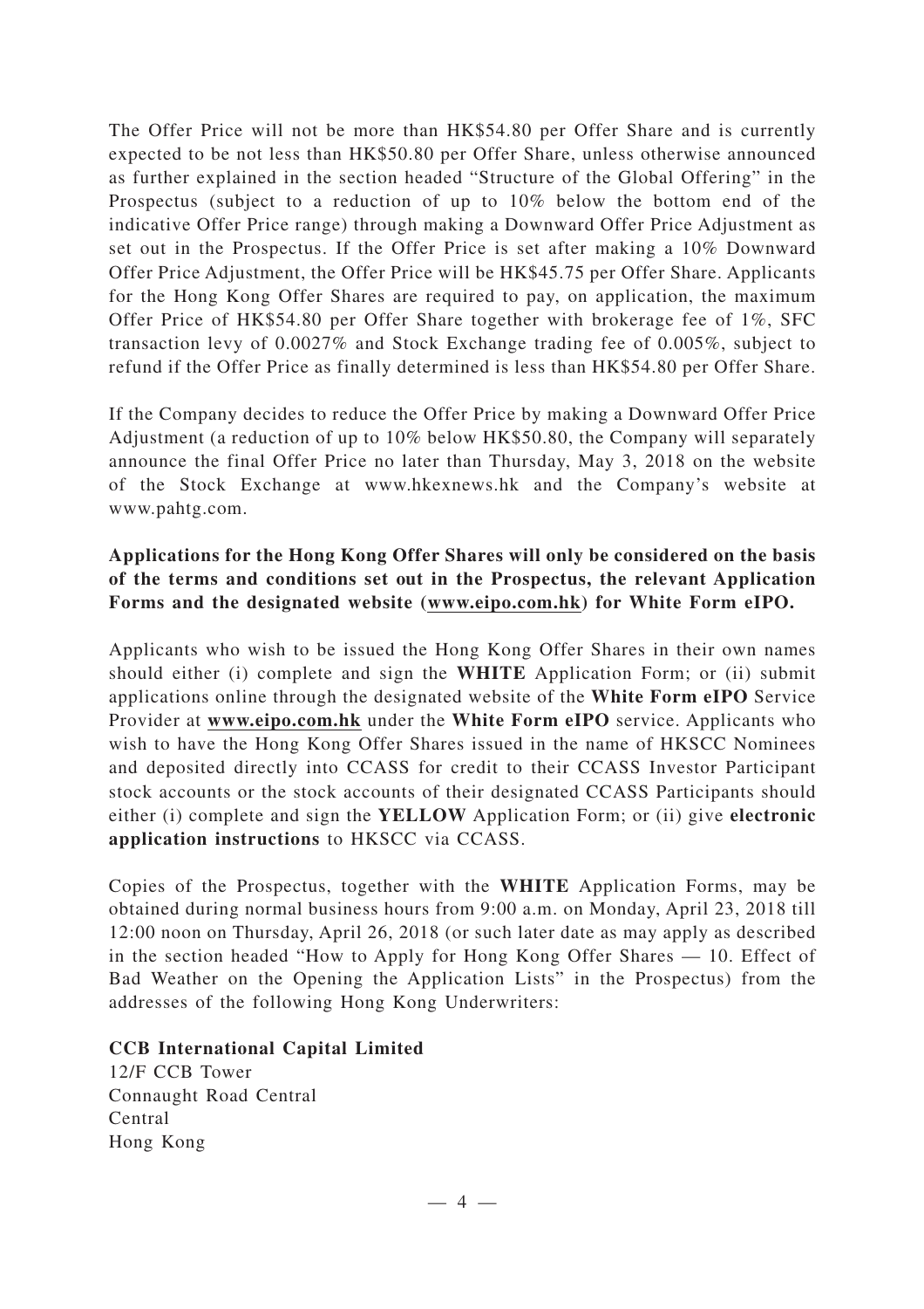The Offer Price will not be more than HK$54.80 per Offer Share and is currently expected to be not less than HK$50.80 per Offer Share, unless otherwise announced as further explained in the section headed "Structure of the Global Offering" in the Prospectus (subject to a reduction of up to 10% below the bottom end of the indicative Offer Price range) through making a Downward Offer Price Adjustment as set out in the Prospectus. If the Offer Price is set after making a 10% Downward Offer Price Adjustment, the Offer Price will be HK$45.75 per Offer Share. Applicants for the Hong Kong Offer Shares are required to pay, on application, the maximum Offer Price of HK$54.80 per Offer Share together with brokerage fee of 1%, SFC transaction levy of 0.0027% and Stock Exchange trading fee of 0.005%, subject to refund if the Offer Price as finally determined is less than HK$54.80 per Offer Share.

If the Company decides to reduce the Offer Price by making a Downward Offer Price Adjustment (a reduction of up to 10% below HK$50.80, the Company will separately announce the final Offer Price no later than Thursday, May 3, 2018 on the website of the Stock Exchange at www.hkexnews.hk and the Company's website at www.pahtg.com.

**Applications for the Hong Kong Offer Shares will only be considered on the basis of the terms and conditions set out in the Prospectus, the relevant Application Forms and the designated website (www.eipo.com.hk) for White Form eIPO.**

Applicants who wish to be issued the Hong Kong Offer Shares in their own names should either (i) complete and sign the **WHITE** Application Form; or (ii) submit applications online through the designated website of the **White Form eIPO** Service Provider at **www.eipo.com.hk** under the **White Form eIPO** service. Applicants who wish to have the Hong Kong Offer Shares issued in the name of HKSCC Nominees and deposited directly into CCASS for credit to their CCASS Investor Participant stock accounts or the stock accounts of their designated CCASS Participants should either (i) complete and sign the **YELLOW** Application Form; or (ii) give **electronic application instructions** to HKSCC via CCASS.

Copies of the Prospectus, together with the **WHITE** Application Forms, may be obtained during normal business hours from 9:00 a.m. on Monday, April 23, 2018 till 12:00 noon on Thursday, April 26, 2018 (or such later date as may apply as described in the section headed "How to Apply for Hong Kong Offer Shares — 10. Effect of Bad Weather on the Opening the Application Lists" in the Prospectus) from the addresses of the following Hong Kong Underwriters:

**CCB International Capital Limited**
12/F CCB Tower
Connaught Road Central
Central
Hong Kong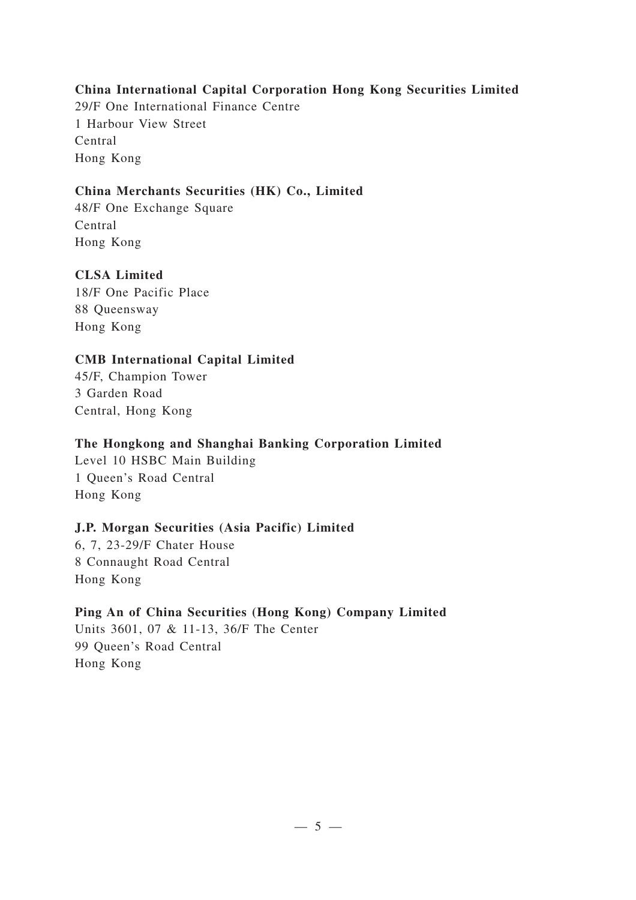**China International Capital Corporation Hong Kong Securities Limited**
29/F One International Finance Centre
1 Harbour View Street
Central
Hong Kong

**China Merchants Securities (HK) Co., Limited**
48/F One Exchange Square
Central
Hong Kong

**CLSA Limited**
18/F One Pacific Place
88 Queensway
Hong Kong

**CMB International Capital Limited**
45/F, Champion Tower
3 Garden Road
Central, Hong Kong

**The Hongkong and Shanghai Banking Corporation Limited**
Level 10 HSBC Main Building
1 Queen's Road Central
Hong Kong

**J.P. Morgan Securities (Asia Pacific) Limited**
6, 7, 23-29/F Chater House
8 Connaught Road Central
Hong Kong

**Ping An of China Securities (Hong Kong) Company Limited**
Units 3601, 07 & 11-13, 36/F The Center
99 Queen's Road Central
Hong Kong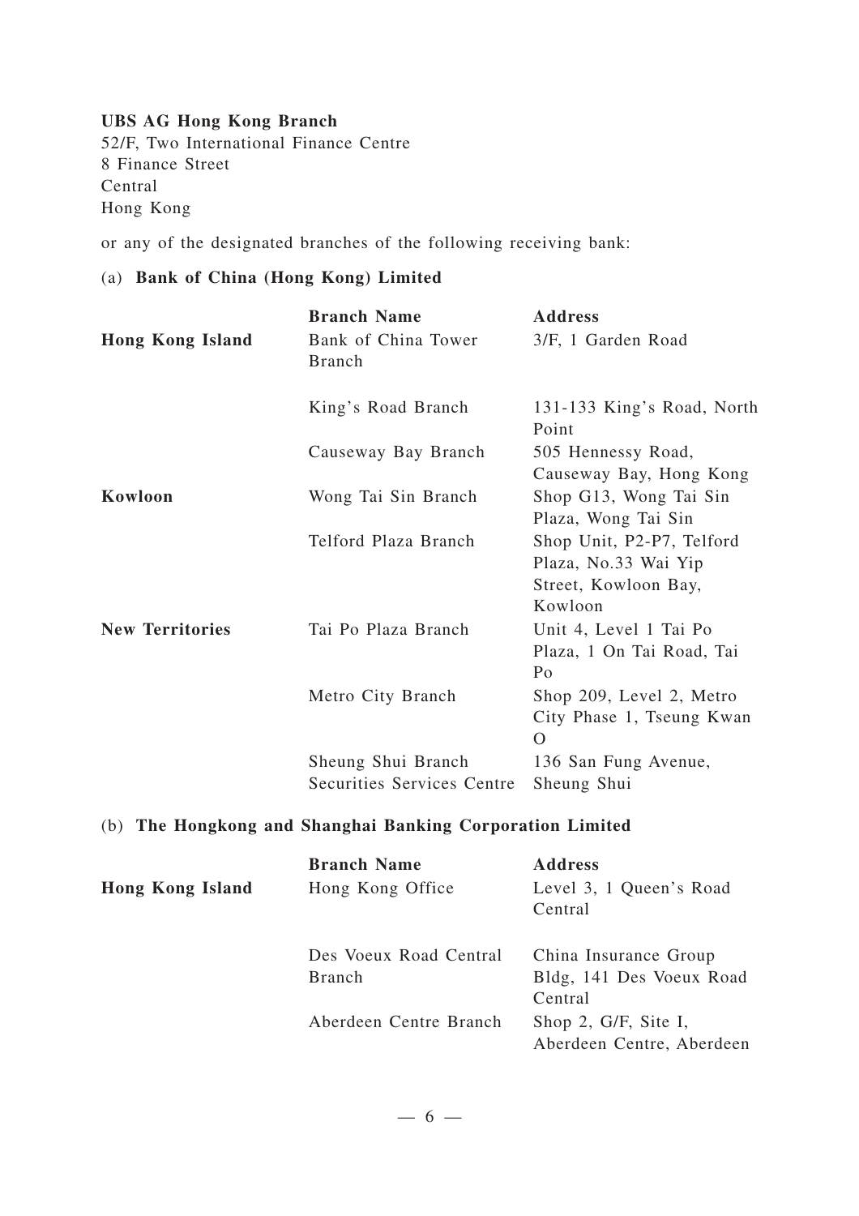**UBS AG Hong Kong Branch**
52/F, Two International Finance Centre
8 Finance Street
Central
Hong Kong

or any of the designated branches of the following receiving bank:

(a) **Bank of China (Hong Kong) Limited**

| | **Branch Name** | **Address** |
|---|---|---|
| **Hong Kong Island** | Bank of China Tower Branch | 3/F, 1 Garden Road |
| | King's Road Branch | 131-133 King's Road, North Point |
| | Causeway Bay Branch | 505 Hennessy Road, Causeway Bay, Hong Kong |
| **Kowloon** | Wong Tai Sin Branch | Shop G13, Wong Tai Sin Plaza, Wong Tai Sin |
| | Telford Plaza Branch | Shop Unit, P2-P7, Telford Plaza, No.33 Wai Yip Street, Kowloon Bay, Kowloon |
| **New Territories** | Tai Po Plaza Branch | Unit 4, Level 1 Tai Po Plaza, 1 On Tai Road, Tai Po |
| | Metro City Branch | Shop 209, Level 2, Metro City Phase 1, Tseung Kwan O |
| | Sheung Shui Branch Securities Services Centre | 136 San Fung Avenue, Sheung Shui |

(b) **The Hongkong and Shanghai Banking Corporation Limited**

| | **Branch Name** | **Address** |
|---|---|---|
| **Hong Kong Island** | Hong Kong Office | Level 3, 1 Queen's Road Central |
| | Des Voeux Road Central Branch | China Insurance Group Bldg, 141 Des Voeux Road Central |
| | Aberdeen Centre Branch | Shop 2, G/F, Site I, Aberdeen Centre, Aberdeen |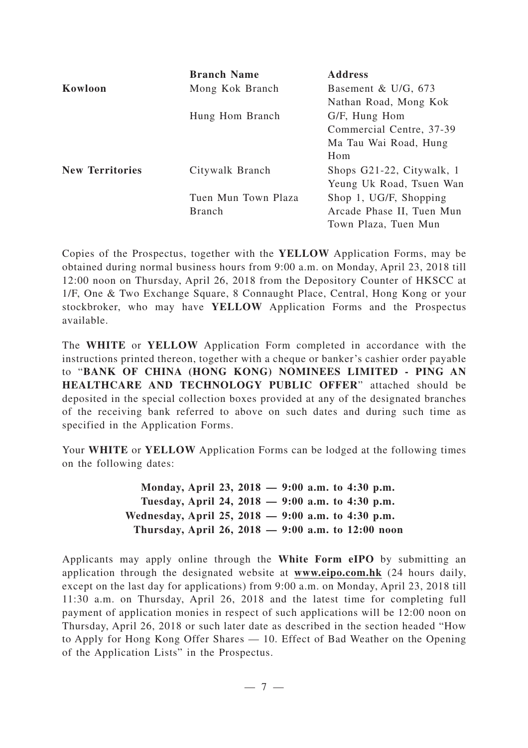| | Branch Name | Address |
|---|---|---|
| **Kowloon** | Mong Kok Branch | Basement & U/G, 673 Nathan Road, Mong Kok |
| | Hung Hom Branch | G/F, Hung Hom Commercial Centre, 37-39 Ma Tau Wai Road, Hung Hom |
| **New Territories** | Citywalk Branch | Shops G21-22, Citywalk, 1 Yeung Uk Road, Tsuen Wan |
| | Tuen Mun Town Plaza Branch | Shop 1, UG/F, Shopping Arcade Phase II, Tuen Mun Town Plaza, Tuen Mun |

Copies of the Prospectus, together with the **YELLOW** Application Forms, may be obtained during normal business hours from 9:00 a.m. on Monday, April 23, 2018 till 12:00 noon on Thursday, April 26, 2018 from the Depository Counter of HKSCC at 1/F, One & Two Exchange Square, 8 Connaught Place, Central, Hong Kong or your stockbroker, who may have **YELLOW** Application Forms and the Prospectus available.

The **WHITE** or **YELLOW** Application Form completed in accordance with the instructions printed thereon, together with a cheque or banker's cashier order payable to "**BANK OF CHINA (HONG KONG) NOMINEES LIMITED - PING AN HEALTHCARE AND TECHNOLOGY PUBLIC OFFER**" attached should be deposited in the special collection boxes provided at any of the designated branches of the receiving bank referred to above on such dates and during such time as specified in the Application Forms.

Your **WHITE** or **YELLOW** Application Forms can be lodged at the following times on the following dates:

**Monday, April 23, 2018 — 9:00 a.m. to 4:30 p.m.**
**Tuesday, April 24, 2018 — 9:00 a.m. to 4:30 p.m.**
**Wednesday, April 25, 2018 — 9:00 a.m. to 4:30 p.m.**
**Thursday, April 26, 2018 — 9:00 a.m. to 12:00 noon**

Applicants may apply online through the **White Form eIPO** by submitting an application through the designated website at **www.eipo.com.hk** (24 hours daily, except on the last day for applications) from 9:00 a.m. on Monday, April 23, 2018 till 11:30 a.m. on Thursday, April 26, 2018 and the latest time for completing full payment of application monies in respect of such applications will be 12:00 noon on Thursday, April 26, 2018 or such later date as described in the section headed "How to Apply for Hong Kong Offer Shares — 10. Effect of Bad Weather on the Opening of the Application Lists" in the Prospectus.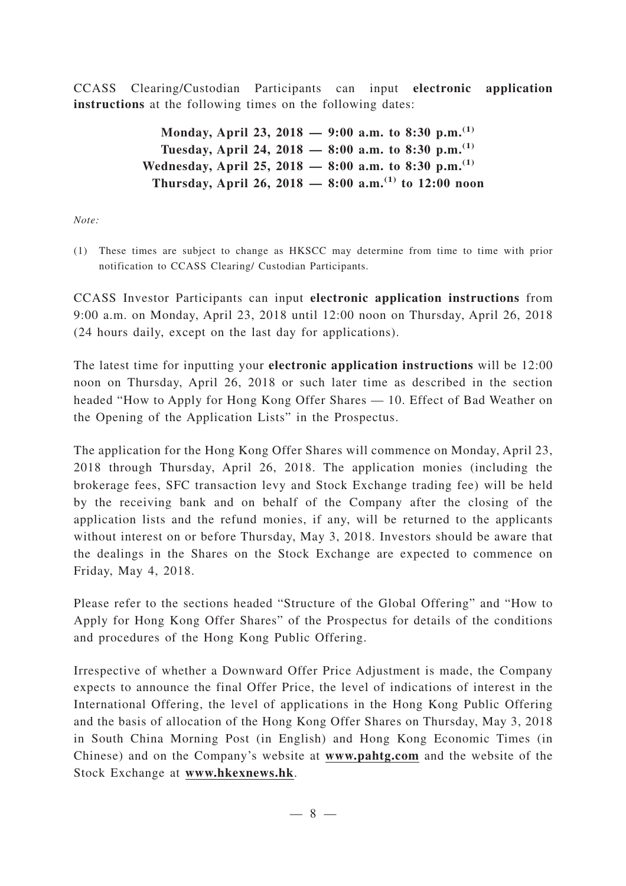CCASS Clearing/Custodian Participants can input **electronic application instructions** at the following times on the following dates:

**Monday, April 23, 2018 — 9:00 a.m. to 8:30 p.m.[(1)]**
**Tuesday, April 24, 2018 — 8:00 a.m. to 8:30 p.m.[(1)]**
**Wednesday, April 25, 2018 — 8:00 a.m. to 8:30 p.m.[(1)]**
**Thursday, April 26, 2018 — 8:00 a.m.[(1)] to 12:00 noon**

*Note:*

(1) These times are subject to change as HKSCC may determine from time to time with prior notification to CCASS Clearing/ Custodian Participants.

CCASS Investor Participants can input **electronic application instructions** from 9:00 a.m. on Monday, April 23, 2018 until 12:00 noon on Thursday, April 26, 2018 (24 hours daily, except on the last day for applications).

The latest time for inputting your **electronic application instructions** will be 12:00 noon on Thursday, April 26, 2018 or such later time as described in the section headed "How to Apply for Hong Kong Offer Shares — 10. Effect of Bad Weather on the Opening of the Application Lists" in the Prospectus.

The application for the Hong Kong Offer Shares will commence on Monday, April 23, 2018 through Thursday, April 26, 2018. The application monies (including the brokerage fees, SFC transaction levy and Stock Exchange trading fee) will be held by the receiving bank and on behalf of the Company after the closing of the application lists and the refund monies, if any, will be returned to the applicants without interest on or before Thursday, May 3, 2018. Investors should be aware that the dealings in the Shares on the Stock Exchange are expected to commence on Friday, May 4, 2018.

Please refer to the sections headed "Structure of the Global Offering" and "How to Apply for Hong Kong Offer Shares" of the Prospectus for details of the conditions and procedures of the Hong Kong Public Offering.

Irrespective of whether a Downward Offer Price Adjustment is made, the Company expects to announce the final Offer Price, the level of indications of interest in the International Offering, the level of applications in the Hong Kong Public Offering and the basis of allocation of the Hong Kong Offer Shares on Thursday, May 3, 2018 in South China Morning Post (in English) and Hong Kong Economic Times (in Chinese) and on the Company's website at **www.pahtg.com** and the website of the Stock Exchange at **www.hkexnews.hk**.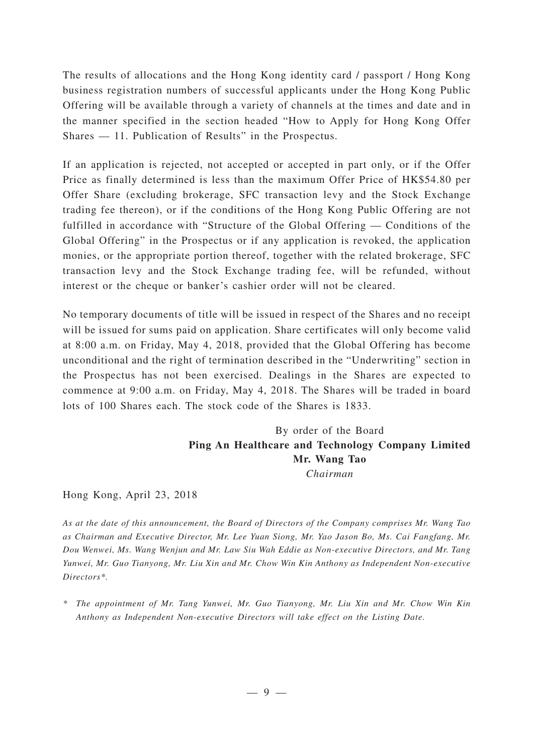The results of allocations and the Hong Kong identity card / passport / Hong Kong business registration numbers of successful applicants under the Hong Kong Public Offering will be available through a variety of channels at the times and date and in the manner specified in the section headed "How to Apply for Hong Kong Offer Shares — 11. Publication of Results" in the Prospectus.

If an application is rejected, not accepted or accepted in part only, or if the Offer Price as finally determined is less than the maximum Offer Price of HK$54.80 per Offer Share (excluding brokerage, SFC transaction levy and the Stock Exchange trading fee thereon), or if the conditions of the Hong Kong Public Offering are not fulfilled in accordance with "Structure of the Global Offering — Conditions of the Global Offering" in the Prospectus or if any application is revoked, the application monies, or the appropriate portion thereof, together with the related brokerage, SFC transaction levy and the Stock Exchange trading fee, will be refunded, without interest or the cheque or banker's cashier order will not be cleared.

No temporary documents of title will be issued in respect of the Shares and no receipt will be issued for sums paid on application. Share certificates will only become valid at 8:00 a.m. on Friday, May 4, 2018, provided that the Global Offering has become unconditional and the right of termination described in the "Underwriting" section in the Prospectus has not been exercised. Dealings in the Shares are expected to commence at 9:00 a.m. on Friday, May 4, 2018. The Shares will be traded in board lots of 100 Shares each. The stock code of the Shares is 1833.

By order of the Board
**Ping An Healthcare and Technology Company Limited**
**Mr. Wang Tao**
*Chairman*

Hong Kong, April 23, 2018

*As at the date of this announcement, the Board of Directors of the Company comprises Mr. Wang Tao as Chairman and Executive Director, Mr. Lee Yuan Siong, Mr. Yao Jason Bo, Ms. Cai Fangfang, Mr. Dou Wenwei, Ms. Wang Wenjun and Mr. Law Siu Wah Eddie as Non-executive Directors, and Mr. Tang Yunwei, Mr. Guo Tianyong, Mr. Liu Xin and Mr. Chow Win Kin Anthony as Independent Non-executive Directors*.*

\* *The appointment of Mr. Tang Yunwei, Mr. Guo Tianyong, Mr. Liu Xin and Mr. Chow Win Kin Anthony as Independent Non-executive Directors will take effect on the Listing Date.*